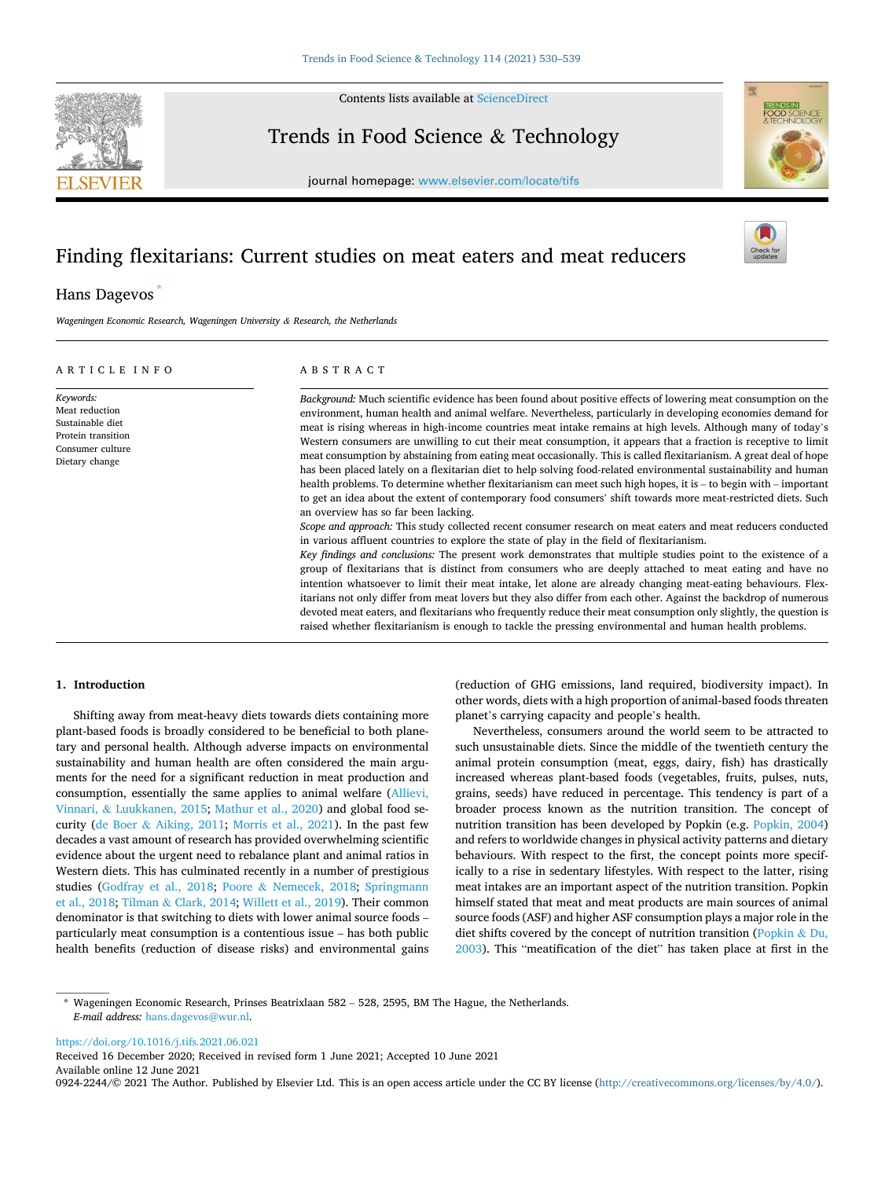# Finding flexitarians: Current studies on meat eaters and meat reducers

Hans Dagevos [*]

*Wageningen Economic Research, Wageningen University & Research, the Netherlands*

## ARTICLE INFO

*Keywords:*
Meat reduction
Sustainable diet
Protein transition
Consumer culture
Dietary change

## ABSTRACT

*Background:* Much scientific evidence has been found about positive effects of lowering meat consumption on the environment, human health and animal welfare. Nevertheless, particularly in developing economies demand for meat is rising whereas in high-income countries meat intake remains at high levels. Although many of today's Western consumers are unwilling to cut their meat consumption, it appears that a fraction is receptive to limit meat consumption by abstaining from eating meat occasionally. This is called flexitarianism. A great deal of hope has been placed lately on a flexitarian diet to help solving food-related environmental sustainability and human health problems. To determine whether flexitarianism can meet such high hopes, it is – to begin with – important to get an idea about the extent of contemporary food consumers' shift towards more meat-restricted diets. Such an overview has so far been lacking.

*Scope and approach:* This study collected recent consumer research on meat eaters and meat reducers conducted in various affluent countries to explore the state of play in the field of flexitarianism.

*Key findings and conclusions:* The present work demonstrates that multiple studies point to the existence of a group of flexitarians that is distinct from consumers who are deeply attached to meat eating and have no intention whatsoever to limit their meat intake, let alone are already changing meat-eating behaviours. Flexitarians not only differ from meat lovers but they also differ from each other. Against the backdrop of numerous devoted meat eaters, and flexitarians who frequently reduce their meat consumption only slightly, the question is raised whether flexitarianism is enough to tackle the pressing environmental and human health problems.

## 1. Introduction

Shifting away from meat-heavy diets towards diets containing more plant-based foods is broadly considered to be beneficial to both planetary and personal health. Although adverse impacts on environmental sustainability and human health are often considered the main arguments for the need for a significant reduction in meat production and consumption, essentially the same applies to animal welfare (Allievi, Vinnari, & Luukkanen, 2015; Mathur et al., 2020) and global food security (de Boer & Aiking, 2011; Morris et al., 2021). In the past few decades a vast amount of research has provided overwhelming scientific evidence about the urgent need to rebalance plant and animal ratios in Western diets. This has culminated recently in a number of prestigious studies (Godfray et al., 2018; Poore & Nemecek, 2018; Springmann et al., 2018; Tilman & Clark, 2014; Willett et al., 2019). Their common denominator is that switching to diets with lower animal source foods – particularly meat consumption is a contentious issue – has both public health benefits (reduction of disease risks) and environmental gains (reduction of GHG emissions, land required, biodiversity impact). In other words, diets with a high proportion of animal-based foods threaten planet's carrying capacity and people's health.

Nevertheless, consumers around the world seem to be attracted to such unsustainable diets. Since the middle of the twentieth century the animal protein consumption (meat, eggs, dairy, fish) has drastically increased whereas plant-based foods (vegetables, fruits, pulses, nuts, grains, seeds) have reduced in percentage. This tendency is part of a broader process known as the nutrition transition. The concept of nutrition transition has been developed by Popkin (e.g. Popkin, 2004) and refers to worldwide changes in physical activity patterns and dietary behaviours. With respect to the first, the concept points more specifically to a rise in sedentary lifestyles. With respect to the latter, rising meat intakes are an important aspect of the nutrition transition. Popkin himself stated that meat and meat products are main sources of animal source foods (ASF) and higher ASF consumption plays a major role in the diet shifts covered by the concept of nutrition transition (Popkin & Du, 2003). This "meatification of the diet" has taken place at first in the

---

[*] Wageningen Economic Research, Prinses Beatrixlaan 582 – 528, 2595, BM The Hague, the Netherlands.
*E-mail address:* hans.dagevos@wur.nl.

https://doi.org/10.1016/j.tifs.2021.06.021
Received 16 December 2020; Received in revised form 1 June 2021; Accepted 10 June 2021
Available online 12 June 2021
0924-2244/© 2021 The Author. Published by Elsevier Ltd. This is an open access article under the CC BY license (http://creativecommons.org/licenses/by/4.0/).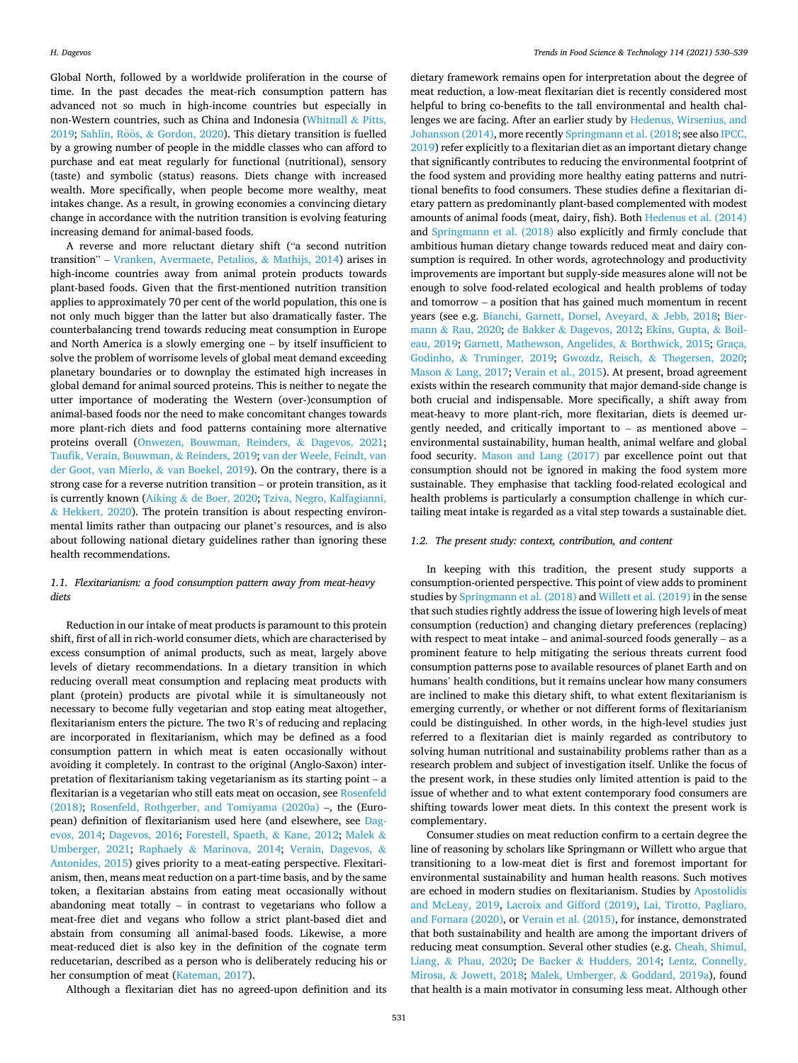Global North, followed by a worldwide proliferation in the course of time. In the past decades the meat-rich consumption pattern has advanced not so much in high-income countries but especially in non-Western countries, such as China and Indonesia (Whitnall & Pitts, 2019; Sahlin, Röös, & Gordon, 2020). This dietary transition is fuelled by a growing number of people in the middle classes who can afford to purchase and eat meat regularly for functional (nutritional), sensory (taste) and symbolic (status) reasons. Diets change with increased wealth. More specifically, when people become more wealthy, meat intakes change. As a result, in growing economies a convincing dietary change in accordance with the nutrition transition is evolving featuring increasing demand for animal-based foods.

A reverse and more reluctant dietary shift ("a second nutrition transition" – Vranken, Avermaete, Petalios, & Mathijs, 2014) arises in high-income countries away from animal protein products towards plant-based foods. Given that the first-mentioned nutrition transition applies to approximately 70 per cent of the world population, this one is not only much bigger than the latter but also dramatically faster. The counterbalancing trend towards reducing meat consumption in Europe and North America is a slowly emerging one – by itself insufficient to solve the problem of worrisome levels of global meat demand exceeding planetary boundaries or to downplay the estimated high increases in global demand for animal sourced proteins. This is neither to negate the utter importance of moderating the Western (over-)consumption of animal-based foods nor the need to make concomitant changes towards more plant-rich diets and food patterns containing more alternative proteins overall (Onwezen, Bouwman, Reinders, & Dagevos, 2021; Taufik, Verain, Bouwman, & Reinders, 2019; van der Weele, Feindt, van der Goot, van Mierlo, & van Boekel, 2019). On the contrary, there is a strong case for a reverse nutrition transition – or protein transition, as it is currently known (Aiking & de Boer, 2020; Tziva, Negro, Kalfagianni, & Hekkert, 2020). The protein transition is about respecting environmental limits rather than outpacing our planet's resources, and is also about following national dietary guidelines rather than ignoring these health recommendations.

### 1.1. Flexitarianism: a food consumption pattern away from meat-heavy diets

Reduction in our intake of meat products is paramount to this protein shift, first of all in rich-world consumer diets, which are characterised by excess consumption of animal products, such as meat, largely above levels of dietary recommendations. In a dietary transition in which reducing overall meat consumption and replacing meat products with plant (protein) products are pivotal while it is simultaneously not necessary to become fully vegetarian and stop eating meat altogether, flexitarianism enters the picture. The two R's of reducing and replacing are incorporated in flexitarianism, which may be defined as a food consumption pattern in which meat is eaten occasionally without avoiding it completely. In contrast to the original (Anglo-Saxon) interpretation of flexitarianism taking vegetarianism as its starting point – a flexitarian is a vegetarian who still eats meat on occasion, see Rosenfeld (2018); Rosenfeld, Rothgerber, and Tomiyama (2020a) –, the (European) definition of flexitarianism used here (and elsewhere, see Dagevos, 2014; Dagevos, 2016; Forestell, Spaeth, & Kane, 2012; Malek & Umberger, 2021; Raphaely & Marinova, 2014; Verain, Dagevos, & Antonides, 2015) gives priority to a meat-eating perspective. Flexitarianism, then, means meat reduction on a part-time basis, and by the same token, a flexitarian abstains from eating meat occasionally without abandoning meat totally – in contrast to vegetarians who follow a meat-free diet and vegans who follow a strict plant-based diet and abstain from consuming all animal-based foods. Likewise, a more meat-reduced diet is also key in the definition of the cognate term reducetarian, described as a person who is deliberately reducing his or her consumption of meat (Kateman, 2017).

Although a flexitarian diet has no agreed-upon definition and its dietary framework remains open for interpretation about the degree of meat reduction, a low-meat flexitarian diet is recently considered most helpful to bring co-benefits to the tall environmental and health challenges we are facing. After an earlier study by Hedenus, Wirsenius, and Johansson (2014), more recently Springmann et al. (2018; see also IPCC, 2019) refer explicitly to a flexitarian diet as an important dietary change that significantly contributes to reducing the environmental footprint of the food system and providing more healthy eating patterns and nutritional benefits to food consumers. These studies define a flexitarian dietary pattern as predominantly plant-based complemented with modest amounts of animal foods (meat, dairy, fish). Both Hedenus et al. (2014) and Springmann et al. (2018) also explicitly and firmly conclude that ambitious human dietary change towards reduced meat and dairy consumption is required. In other words, agrotechnology and productivity improvements are important but supply-side measures alone will not be enough to solve food-related ecological and health problems of today and tomorrow – a position that has gained much momentum in recent years (see e.g. Bianchi, Garnett, Dorsel, Aveyard, & Jebb, 2018; Biermann & Rau, 2020; de Bakker & Dagevos, 2012; Ekins, Gupta, & Boileau, 2019; Garnett, Mathewson, Angelides, & Borthwick, 2015; Graça, Godinho, & Truninger, 2019; Gwozdz, Reisch, & Thøgersen, 2020; Mason & Lang, 2017; Verain et al., 2015). At present, broad agreement exists within the research community that major demand-side change is both crucial and indispensable. More specifically, a shift away from meat-heavy to more plant-rich, more flexitarian, diets is deemed urgently needed, and critically important to – as mentioned above – environmental sustainability, human health, animal welfare and global food security. Mason and Lang (2017) par excellence point out that consumption should not be ignored in making the food system more sustainable. They emphasise that tackling food-related ecological and health problems is particularly a consumption challenge in which curtailing meat intake is regarded as a vital step towards a sustainable diet.

### 1.2. The present study: context, contribution, and content

In keeping with this tradition, the present study supports a consumption-oriented perspective. This point of view adds to prominent studies by Springmann et al. (2018) and Willett et al. (2019) in the sense that such studies rightly address the issue of lowering high levels of meat consumption (reduction) and changing dietary preferences (replacing) with respect to meat intake – and animal-sourced foods generally – as a prominent feature to help mitigating the serious threats current food consumption patterns pose to available resources of planet Earth and on humans' health conditions, but it remains unclear how many consumers are inclined to make this dietary shift, to what extent flexitarianism is emerging currently, or whether or not different forms of flexitarianism could be distinguished. In other words, in the high-level studies just referred to a flexitarian diet is mainly regarded as contributory to solving human nutritional and sustainability problems rather than as a research problem and subject of investigation itself. Unlike the focus of the present work, in these studies only limited attention is paid to the issue of whether and to what extent contemporary food consumers are shifting towards lower meat diets. In this context the present work is complementary.

Consumer studies on meat reduction confirm to a certain degree the line of reasoning by scholars like Springmann or Willett who argue that transitioning to a low-meat diet is first and foremost important for environmental sustainability and human health reasons. Such motives are echoed in modern studies on flexitarianism. Studies by Apostolidis and McLeay, 2019, Lacroix and Gifford (2019), Lai, Tirotto, Pagliaro, and Fornara (2020), or Verain et al. (2015), for instance, demonstrated that both sustainability and health are among the important drivers of reducing meat consumption. Several other studies (e.g. Cheah, Shimul, Liang, & Phau, 2020; De Backer & Hudders, 2014; Lentz, Connelly, Mirosa, & Jowett, 2018; Malek, Umberger, & Goddard, 2019a), found that health is a main motivator in consuming less meat. Although other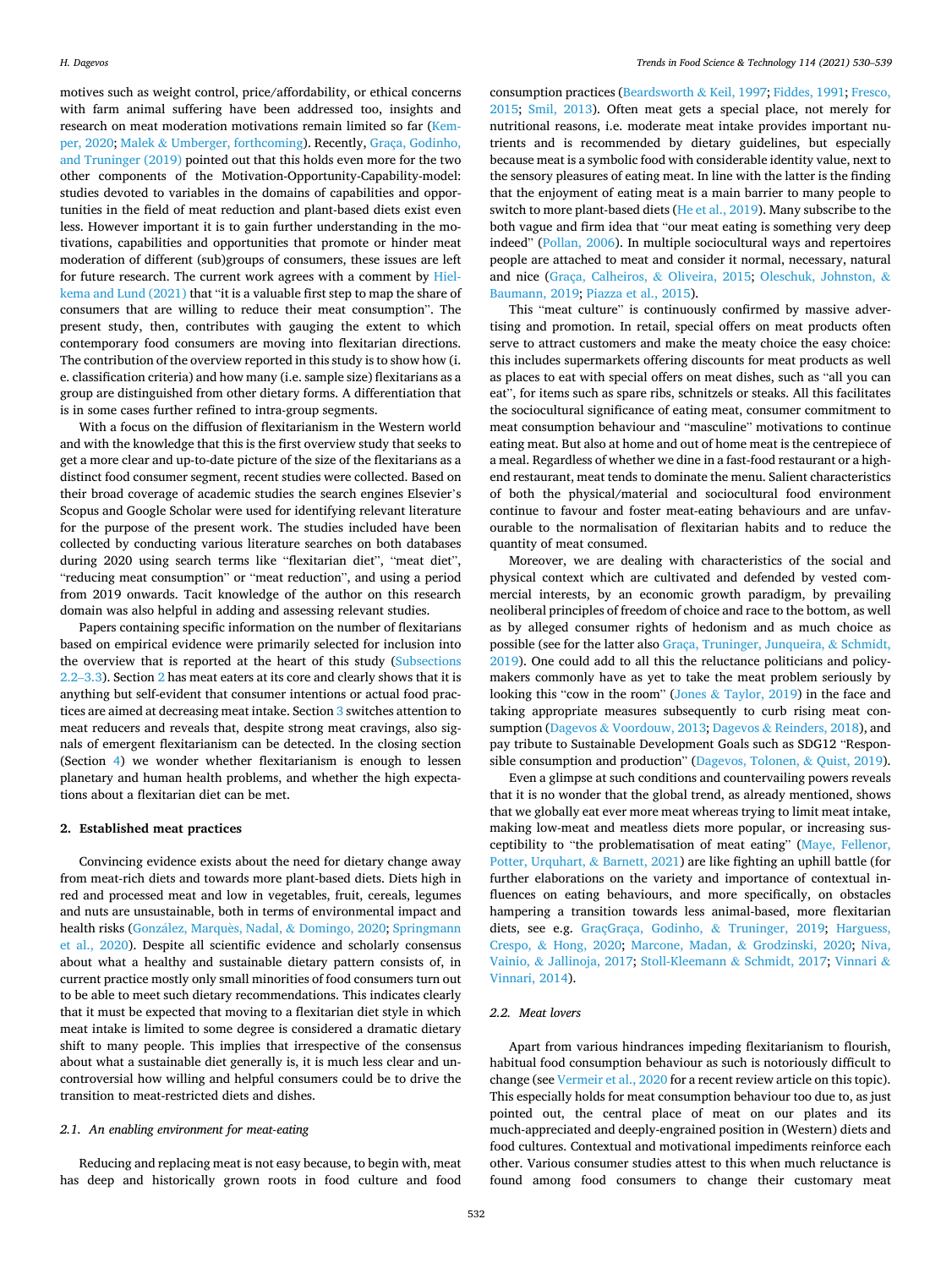motives such as weight control, price/affordability, or ethical concerns with farm animal suffering have been addressed too, insights and research on meat moderation motivations remain limited so far (Kemper, 2020; Malek & Umberger, forthcoming). Recently, Graça, Godinho, and Truninger (2019) pointed out that this holds even more for the two other components of the Motivation-Opportunity-Capability-model: studies devoted to variables in the domains of capabilities and opportunities in the field of meat reduction and plant-based diets exist even less. However important it is to gain further understanding in the motivations, capabilities and opportunities that promote or hinder meat moderation of different (sub)groups of consumers, these issues are left for future research. The current work agrees with a comment by Hielkema and Lund (2021) that "it is a valuable first step to map the share of consumers that are willing to reduce their meat consumption". The present study, then, contributes with gauging the extent to which contemporary food consumers are moving into flexitarian directions. The contribution of the overview reported in this study is to show how (i.e. classification criteria) and how many (i.e. sample size) flexitarians as a group are distinguished from other dietary forms. A differentiation that is in some cases further refined to intra-group segments.

With a focus on the diffusion of flexitarianism in the Western world and with the knowledge that this is the first overview study that seeks to get a more clear and up-to-date picture of the size of the flexitarians as a distinct food consumer segment, recent studies were collected. Based on their broad coverage of academic studies the search engines Elsevier's Scopus and Google Scholar were used for identifying relevant literature for the purpose of the present work. The studies included have been collected by conducting various literature searches on both databases during 2020 using search terms like "flexitarian diet", "meat diet", "reducing meat consumption" or "meat reduction", and using a period from 2019 onwards. Tacit knowledge of the author on this research domain was also helpful in adding and assessing relevant studies.

Papers containing specific information on the number of flexitarians based on empirical evidence were primarily selected for inclusion into the overview that is reported at the heart of this study (Subsections 2.2–3.3). Section 2 has meat eaters at its core and clearly shows that it is anything but self-evident that consumer intentions or actual food practices are aimed at decreasing meat intake. Section 3 switches attention to meat reducers and reveals that, despite strong meat cravings, also signals of emergent flexitarianism can be detected. In the closing section (Section 4) we wonder whether flexitarianism is enough to lessen planetary and human health problems, and whether the high expectations about a flexitarian diet can be met.

## 2. Established meat practices

Convincing evidence exists about the need for dietary change away from meat-rich diets and towards more plant-based diets. Diets high in red and processed meat and low in vegetables, fruit, cereals, legumes and nuts are unsustainable, both in terms of environmental impact and health risks (González, Marquès, Nadal, & Domingo, 2020; Springmann et al., 2020). Despite all scientific evidence and scholarly consensus about what a healthy and sustainable dietary pattern consists of, in current practice mostly only small minorities of food consumers turn out to be able to meet such dietary recommendations. This indicates clearly that it must be expected that moving to a flexitarian diet style in which meat intake is limited to some degree is considered a dramatic dietary shift to many people. This implies that irrespective of the consensus about what a sustainable diet generally is, it is much less clear and uncontroversial how willing and helpful consumers could be to drive the transition to meat-restricted diets and dishes.

### 2.1. An enabling environment for meat-eating

Reducing and replacing meat is not easy because, to begin with, meat has deep and historically grown roots in food culture and food consumption practices (Beardsworth & Keil, 1997; Fiddes, 1991; Fresco, 2015; Smil, 2013). Often meat gets a special place, not merely for nutritional reasons, i.e. moderate meat intake provides important nutrients and is recommended by dietary guidelines, but especially because meat is a symbolic food with considerable identity value, next to the sensory pleasures of eating meat. In line with the latter is the finding that the enjoyment of eating meat is a main barrier to many people to switch to more plant-based diets (He et al., 2019). Many subscribe to the both vague and firm idea that "our meat eating is something very deep indeed" (Pollan, 2006). In multiple sociocultural ways and repertoires people are attached to meat and consider it normal, necessary, natural and nice (Graça, Calheiros, & Oliveira, 2015; Oleschuk, Johnston, & Baumann, 2019; Piazza et al., 2015).

This "meat culture" is continuously confirmed by massive advertising and promotion. In retail, special offers on meat products often serve to attract customers and make the meaty choice the easy choice: this includes supermarkets offering discounts for meat products as well as places to eat with special offers on meat dishes, such as "all you can eat", for items such as spare ribs, schnitzels or steaks. All this facilitates the sociocultural significance of eating meat, consumer commitment to meat consumption behaviour and "masculine" motivations to continue eating meat. But also at home and out of home meat is the centrepiece of a meal. Regardless of whether we dine in a fast-food restaurant or a high-end restaurant, meat tends to dominate the menu. Salient characteristics of both the physical/material and sociocultural food environment continue to favour and foster meat-eating behaviours and are unfavourable to the normalisation of flexitarian habits and to reduce the quantity of meat consumed.

Moreover, we are dealing with characteristics of the social and physical context which are cultivated and defended by vested commercial interests, by an economic growth paradigm, by prevailing neoliberal principles of freedom of choice and race to the bottom, as well as by alleged consumer rights of hedonism and as much choice as possible (see for the latter also Graça, Truninger, Junqueira, & Schmidt, 2019). One could add to all this the reluctance politicians and policy-makers commonly have as yet to take the meat problem seriously by looking this "cow in the room" (Jones & Taylor, 2019) in the face and taking appropriate measures subsequently to curb rising meat consumption (Dagevos & Voordouw, 2013; Dagevos & Reinders, 2018), and pay tribute to Sustainable Development Goals such as SDG12 "Responsible consumption and production" (Dagevos, Tolonen, & Quist, 2019).

Even a glimpse at such conditions and countervailing powers reveals that it is no wonder that the global trend, as already mentioned, shows that we globally eat ever more meat whereas trying to limit meat intake, making low-meat and meatless diets more popular, or increasing susceptibility to "the problematisation of meat eating" (Maye, Fellenor, Potter, Urquhart, & Barnett, 2021) are like fighting an uphill battle (for further elaborations on the variety and importance of contextual influences on eating behaviours, and more specifically, on obstacles hampering a transition towards less animal-based, more flexitarian diets, see e.g. GraçGraça, Godinho, & Truninger, 2019; Harguess, Crespo, & Hong, 2020; Marcone, Madan, & Grodzinski, 2020; Niva, Vainio, & Jallinoja, 2017; Stoll-Kleemann & Schmidt, 2017; Vinnari & Vinnari, 2014).

### 2.2. Meat lovers

Apart from various hindrances impeding flexitarianism to flourish, habitual food consumption behaviour as such is notoriously difficult to change (see Vermeir et al., 2020 for a recent review article on this topic). This especially holds for meat consumption behaviour too due to, as just pointed out, the central place of meat on our plates and its much-appreciated and deeply-engrained position in (Western) diets and food cultures. Contextual and motivational impediments reinforce each other. Various consumer studies attest to this when much reluctance is found among food consumers to change their customary meat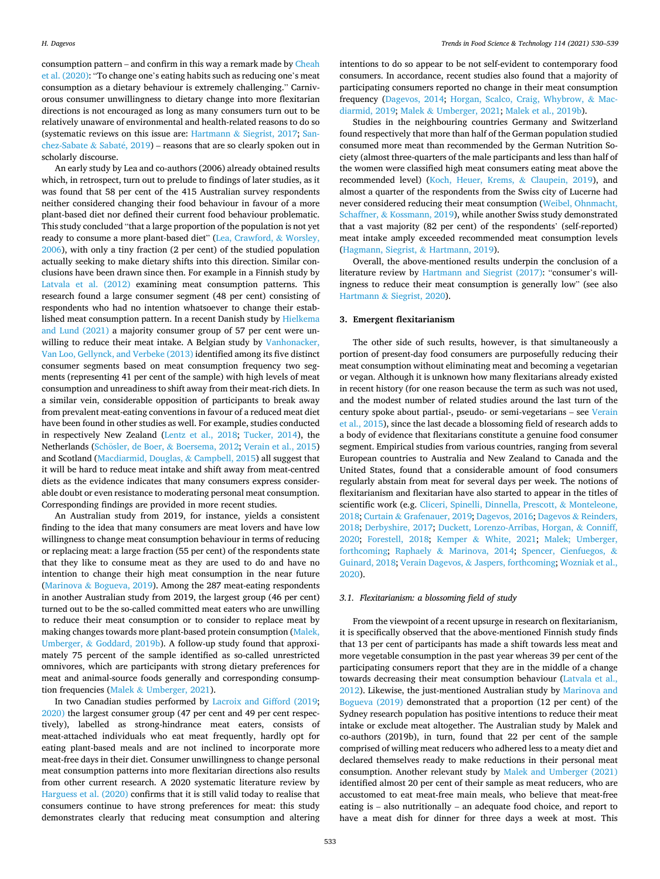consumption pattern – and confirm in this way a remark made by Cheah et al. (2020): "To change one's eating habits such as reducing one's meat consumption as a dietary behaviour is extremely challenging." Carnivorous consumer unwillingness to dietary change into more flexitarian directions is not encouraged as long as many consumers turn out to be relatively unaware of environmental and health-related reasons to do so (systematic reviews on this issue are: Hartmann & Siegrist, 2017; Sanchez-Sabate & Sabaté, 2019) – reasons that are so clearly spoken out in scholarly discourse.

An early study by Lea and co-authors (2006) already obtained results which, in retrospect, turn out to prelude to findings of later studies, as it was found that 58 per cent of the 415 Australian survey respondents neither considered changing their food behaviour in favour of a more plant-based diet nor defined their current food behaviour problematic. This study concluded "that a large proportion of the population is not yet ready to consume a more plant-based diet" (Lea, Crawford, & Worsley, 2006), with only a tiny fraction (2 per cent) of the studied population actually seeking to make dietary shifts into this direction. Similar conclusions have been drawn since then. For example in a Finnish study by Latvala et al. (2012) examining meat consumption patterns. This research found a large consumer segment (48 per cent) consisting of respondents who had no intention whatsoever to change their established meat consumption pattern. In a recent Danish study by Hielkema and Lund (2021) a majority consumer group of 57 per cent were unwilling to reduce their meat intake. A Belgian study by Vanhonacker, Van Loo, Gellynck, and Verbeke (2013) identified among its five distinct consumer segments based on meat consumption frequency two segments (representing 41 per cent of the sample) with high levels of meat consumption and unreadiness to shift away from their meat-rich diets. In a similar vein, considerable opposition of participants to break away from prevalent meat-eating conventions in favour of a reduced meat diet have been found in other studies as well. For example, studies conducted in respectively New Zealand (Lentz et al., 2018; Tucker, 2014), the Netherlands (Schösler, de Boer, & Boersema, 2012; Verain et al., 2015) and Scotland (Macdiarmid, Douglas, & Campbell, 2015) all suggest that it will be hard to reduce meat intake and shift away from meat-centred diets as the evidence indicates that many consumers express considerable doubt or even resistance to moderating personal meat consumption. Corresponding findings are provided in more recent studies.

An Australian study from 2019, for instance, yields a consistent finding to the idea that many consumers are meat lovers and have low willingness to change meat consumption behaviour in terms of reducing or replacing meat: a large fraction (55 per cent) of the respondents state that they like to consume meat as they are used to do and have no intention to change their high meat consumption in the near future (Marinova & Bogueva, 2019). Among the 287 meat-eating respondents in another Australian study from 2019, the largest group (46 per cent) turned out to be the so-called committed meat eaters who are unwilling to reduce their meat consumption or to consider to replace meat by making changes towards more plant-based protein consumption (Malek, Umberger, & Goddard, 2019b). A follow-up study found that approximately 75 percent of the sample identified as so-called unrestricted omnivores, which are participants with strong dietary preferences for meat and animal-source foods generally and corresponding consumption frequencies (Malek & Umberger, 2021).

In two Canadian studies performed by Lacroix and Gifford (2019; 2020) the largest consumer group (47 per cent and 49 per cent respectively), labelled as strong-hindrance meat eaters, consists of meat-attached individuals who eat meat frequently, hardly opt for eating plant-based meals and are not inclined to incorporate more meat-free days in their diet. Consumer unwillingness to change personal meat consumption patterns into more flexitarian directions also results from other current research. A 2020 systematic literature review by Harguess et al. (2020) confirms that it is still valid today to realise that consumers continue to have strong preferences for meat: this study demonstrates clearly that reducing meat consumption and altering intentions to do so appear to be not self-evident to contemporary food consumers. In accordance, recent studies also found that a majority of participating consumers reported no change in their meat consumption frequency (Dagevos, 2014; Horgan, Scalco, Craig, Whybrow, & Macdiarmid, 2019; Malek & Umberger, 2021; Malek et al., 2019b).

Studies in the neighbouring countries Germany and Switzerland found respectively that more than half of the German population studied consumed more meat than recommended by the German Nutrition Society (almost three-quarters of the male participants and less than half of the women were classified high meat consumers eating meat above the recommended level) (Koch, Heuer, Krems, & Claupein, 2019), and almost a quarter of the respondents from the Swiss city of Lucerne had never considered reducing their meat consumption (Weibel, Ohnmacht, Schaffner, & Kossmann, 2019), while another Swiss study demonstrated that a vast majority (82 per cent) of the respondents' (self-reported) meat intake amply exceeded recommended meat consumption levels (Hagmann, Siegrist, & Hartmann, 2019).

Overall, the above-mentioned results underpin the conclusion of a literature review by Hartmann and Siegrist (2017): "consumer's willingness to reduce their meat consumption is generally low" (see also Hartmann & Siegrist, 2020).

## 3. Emergent flexitarianism

The other side of such results, however, is that simultaneously a portion of present-day food consumers are purposefully reducing their meat consumption without eliminating meat and becoming a vegetarian or vegan. Although it is unknown how many flexitarians already existed in recent history (for one reason because the term as such was not used, and the modest number of related studies around the last turn of the century spoke about partial-, pseudo- or semi-vegetarians – see Verain et al., 2015), since the last decade a blossoming field of research adds to a body of evidence that flexitarians constitute a genuine food consumer segment. Empirical studies from various countries, ranging from several European countries to Australia and New Zealand to Canada and the United States, found that a considerable amount of food consumers regularly abstain from meat for several days per week. The notions of flexitarianism and flexitarian have also started to appear in the titles of scientific work (e.g. Cliceri, Spinelli, Dinnella, Prescott, & Monteleone, 2018; Curtain & Grafenauer, 2019; Dagevos, 2016; Dagevos & Reinders, 2018; Derbyshire, 2017; Duckett, Lorenzo-Arribas, Horgan, & Conniff, 2020; Forestell, 2018; Kemper & White, 2021; Malek; Umberger, forthcoming; Raphaely & Marinova, 2014; Spencer, Cienfuegos, & Guinard, 2018; Verain Dagevos, & Jaspers, forthcoming; Wozniak et al., 2020).

### 3.1. Flexitarianism: a blossoming field of study

From the viewpoint of a recent upsurge in research on flexitarianism, it is specifically observed that the above-mentioned Finnish study finds that 13 per cent of participants has made a shift towards less meat and more vegetable consumption in the past year whereas 39 per cent of the participating consumers report that they are in the middle of a change towards decreasing their meat consumption behaviour (Latvala et al., 2012). Likewise, the just-mentioned Australian study by Marinova and Bogueva (2019) demonstrated that a proportion (12 per cent) of the Sydney research population has positive intentions to reduce their meat intake or exclude meat altogether. The Australian study by Malek and co-authors (2019b), in turn, found that 22 per cent of the sample comprised of willing meat reducers who adhered less to a meaty diet and declared themselves ready to make reductions in their personal meat consumption. Another relevant study by Malek and Umberger (2021) identified almost 20 per cent of their sample as meat reducers, who are accustomed to eat meat-free main meals, who believe that meat-free eating is – also nutritionally – an adequate food choice, and report to have a meat dish for dinner for three days a week at most. This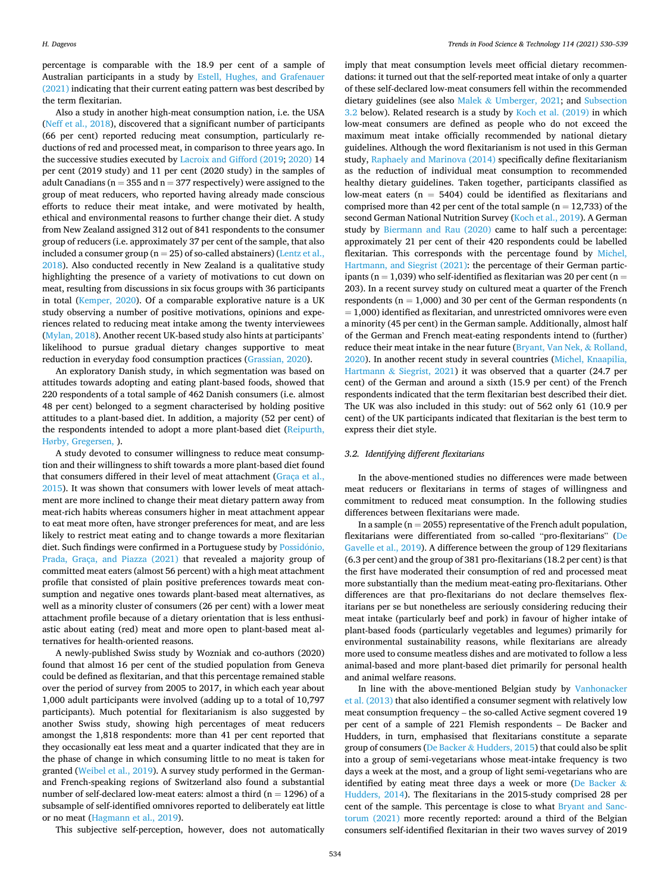percentage is comparable with the 18.9 per cent of a sample of Australian participants in a study by Estell, Hughes, and Grafenauer (2021) indicating that their current eating pattern was best described by the term flexitarian.

Also a study in another high-meat consumption nation, i.e. the USA (Neff et al., 2018), discovered that a significant number of participants (66 per cent) reported reducing meat consumption, particularly reductions of red and processed meat, in comparison to three years ago. In the successive studies executed by Lacroix and Gifford (2019; 2020) 14 per cent (2019 study) and 11 per cent (2020 study) in the samples of adult Canadians (n = 355 and n = 377 respectively) were assigned to the group of meat reducers, who reported having already made conscious efforts to reduce their meat intake, and were motivated by health, ethical and environmental reasons to further change their diet. A study from New Zealand assigned 312 out of 841 respondents to the consumer group of reducers (i.e. approximately 37 per cent of the sample, that also included a consumer group (n = 25) of so-called abstainers) (Lentz et al., 2018). Also conducted recently in New Zealand is a qualitative study highlighting the presence of a variety of motivations to cut down on meat, resulting from discussions in six focus groups with 36 participants in total (Kemper, 2020). Of a comparable explorative nature is a UK study observing a number of positive motivations, opinions and experiences related to reducing meat intake among the twenty interviewees (Mylan, 2018). Another recent UK-based study also hints at participants' likelihood to pursue gradual dietary changes supportive to meat reduction in everyday food consumption practices (Grassian, 2020).

An exploratory Danish study, in which segmentation was based on attitudes towards adopting and eating plant-based foods, showed that 220 respondents of a total sample of 462 Danish consumers (i.e. almost 48 per cent) belonged to a segment characterised by holding positive attitudes to a plant-based diet. In addition, a majority (52 per cent) of the respondents intended to adopt a more plant-based diet (Reipurth, Hørby, Gregersen, ).

A study devoted to consumer willingness to reduce meat consumption and their willingness to shift towards a more plant-based diet found that consumers differed in their level of meat attachment (Graça et al., 2015). It was shown that consumers with lower levels of meat attachment are more inclined to change their meat dietary pattern away from meat-rich habits whereas consumers higher in meat attachment appear to eat meat more often, have stronger preferences for meat, and are less likely to restrict meat eating and to change towards a more flexitarian diet. Such findings were confirmed in a Portuguese study by Possidónio, Prada, Graça, and Piazza (2021) that revealed a majority group of committed meat eaters (almost 56 percent) with a high meat attachment profile that consisted of plain positive preferences towards meat consumption and negative ones towards plant-based meat alternatives, as well as a minority cluster of consumers (26 per cent) with a lower meat attachment profile because of a dietary orientation that is less enthusiastic about eating (red) meat and more open to plant-based meat alternatives for health-oriented reasons.

A newly-published Swiss study by Wozniak and co-authors (2020) found that almost 16 per cent of the studied population from Geneva could be defined as flexitarian, and that this percentage remained stable over the period of survey from 2005 to 2017, in which each year about 1,000 adult participants were involved (adding up to a total of 10,797 participants). Much potential for flexitarianism is also suggested by another Swiss study, showing high percentages of meat reducers amongst the 1,818 respondents: more than 41 per cent reported that they occasionally eat less meat and a quarter indicated that they are in the phase of change in which consuming little to no meat is taken for granted (Weibel et al., 2019). A survey study performed in the German- and French-speaking regions of Switzerland also found a substantial number of self-declared low-meat eaters: almost a third (n = 1296) of a subsample of self-identified omnivores reported to deliberately eat little or no meat (Hagmann et al., 2019).

This subjective self-perception, however, does not automatically imply that meat consumption levels meet official dietary recommendations: it turned out that the self-reported meat intake of only a quarter of these self-declared low-meat consumers fell within the recommended dietary guidelines (see also Malek & Umberger, 2021; and Subsection 3.2 below). Related research is a study by Koch et al. (2019) in which low-meat consumers are defined as people who do not exceed the maximum meat intake officially recommended by national dietary guidelines. Although the word flexitarianism is not used in this German study, Raphaely and Marinova (2014) specifically define flexitarianism as the reduction of individual meat consumption to recommended healthy dietary guidelines. Taken together, participants classified as low-meat eaters (n = 5404) could be identified as flexitarians and comprised more than 42 per cent of the total sample (n = 12,733) of the second German National Nutrition Survey (Koch et al., 2019). A German study by Biermann and Rau (2020) came to half such a percentage: approximately 21 per cent of their 420 respondents could be labelled flexitarian. This corresponds with the percentage found by Michel, Hartmann, and Siegrist (2021): the percentage of their German participants (n = 1,039) who self-identified as flexitarian was 20 per cent (n = 203). In a recent survey study on cultured meat a quarter of the French respondents (n = 1,000) and 30 per cent of the German respondents (n = 1,000) identified as flexitarian, and unrestricted omnivores were even a minority (45 per cent) in the German sample. Additionally, almost half of the German and French meat-eating respondents intend to (further) reduce their meat intake in the near future (Bryant, Van Nek, & Rolland, 2020). In another recent study in several countries (Michel, Knaapilia, Hartmann & Siegrist, 2021) it was observed that a quarter (24.7 per cent) of the German and around a sixth (15.9 per cent) of the French respondents indicated that the term flexitarian best described their diet. The UK was also included in this study: out of 562 only 61 (10.9 per cent) of the UK participants indicated that flexitarian is the best term to express their diet style.

### 3.2. Identifying different flexitarians

In the above-mentioned studies no differences were made between meat reducers or flexitarians in terms of stages of willingness and commitment to reduced meat consumption. In the following studies differences between flexitarians were made.

In a sample (n = 2055) representative of the French adult population, flexitarians were differentiated from so-called "pro-flexitarians" (De Gavelle et al., 2019). A difference between the group of 129 flexitarians (6.3 per cent) and the group of 381 pro-flexitarians (18.2 per cent) is that the first have moderated their consumption of red and processed meat more substantially than the medium meat-eating pro-flexitarians. Other differences are that pro-flexitarians do not declare themselves flexitarians per se but nonetheless are seriously considering reducing their meat intake (particularly beef and pork) in favour of higher intake of plant-based foods (particularly vegetables and legumes) primarily for environmental sustainability reasons, while flexitarians are already more used to consume meatless dishes and are motivated to follow a less animal-based and more plant-based diet primarily for personal health and animal welfare reasons.

In line with the above-mentioned Belgian study by Vanhonacker et al. (2013) that also identified a consumer segment with relatively low meat consumption frequency – the so-called Active segment covered 19 per cent of a sample of 221 Flemish respondents – De Backer and Hudders, in turn, emphasised that flexitarians constitute a separate group of consumers (De Backer & Hudders, 2015) that could also be split into a group of semi-vegetarians whose meat-intake frequency is two days a week at the most, and a group of light semi-vegetarians who are identified by eating meat three days a week or more (De Backer & Hudders, 2014). The flexitarians in the 2015-study comprised 28 per cent of the sample. This percentage is close to what Bryant and Sanctorum (2021) more recently reported: around a third of the Belgian consumers self-identified flexitarian in their two waves survey of 2019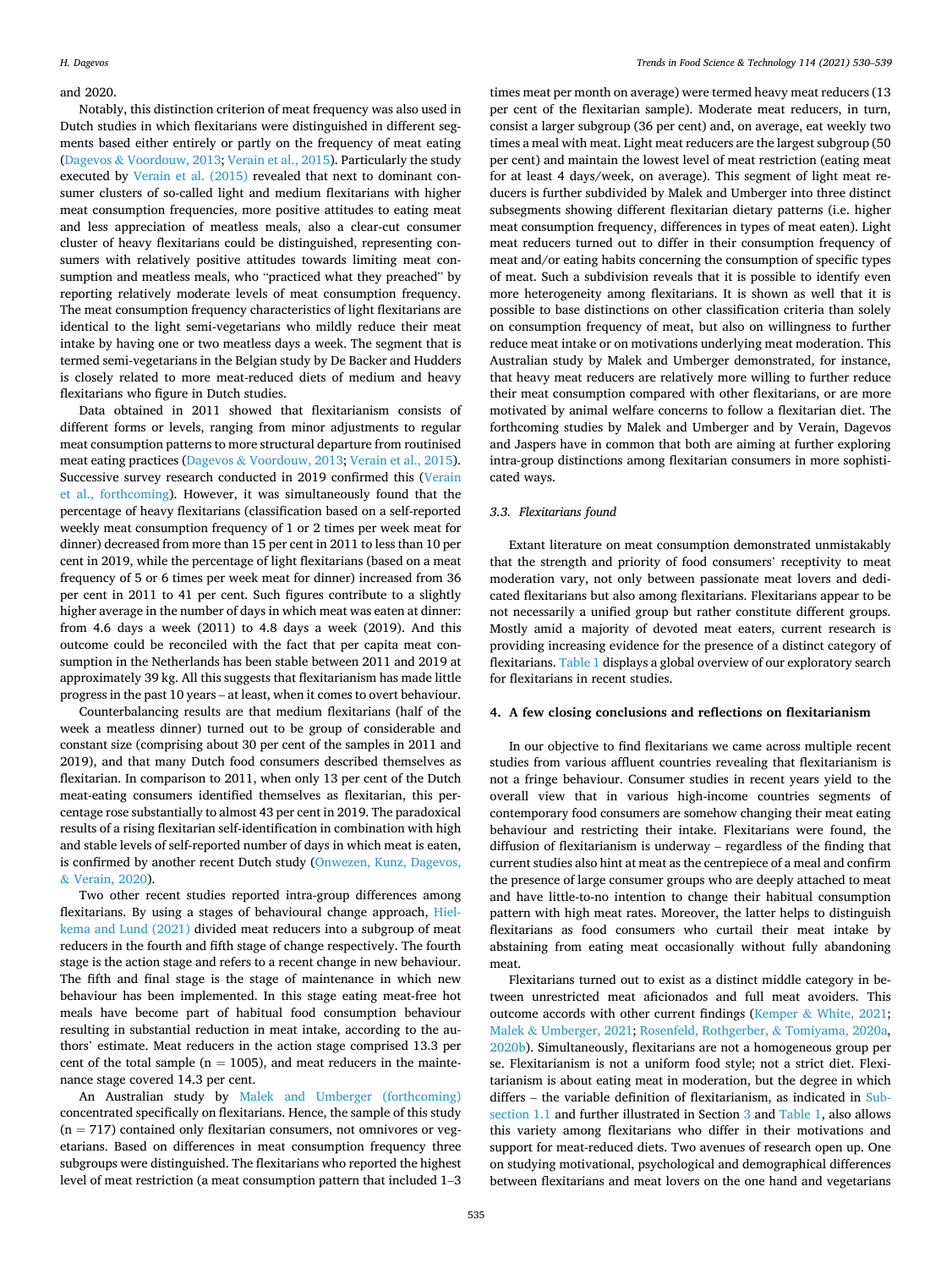and 2020.

Notably, this distinction criterion of meat frequency was also used in Dutch studies in which flexitarians were distinguished in different segments based either entirely or partly on the frequency of meat eating (Dagevos & Voordouw, 2013; Verain et al., 2015). Particularly the study executed by Verain et al. (2015) revealed that next to dominant consumer clusters of so-called light and medium flexitarians with higher meat consumption frequencies, more positive attitudes to eating meat and less appreciation of meatless meals, also a clear-cut consumer cluster of heavy flexitarians could be distinguished, representing consumers with relatively positive attitudes towards limiting meat consumption and meatless meals, who "practiced what they preached" by reporting relatively moderate levels of meat consumption frequency. The meat consumption frequency characteristics of light flexitarians are identical to the light semi-vegetarians who mildly reduce their meat intake by having one or two meatless days a week. The segment that is termed semi-vegetarians in the Belgian study by De Backer and Hudders is closely related to more meat-reduced diets of medium and heavy flexitarians who figure in Dutch studies.

Data obtained in 2011 showed that flexitarianism consists of different forms or levels, ranging from minor adjustments to regular meat consumption patterns to more structural departure from routinised meat eating practices (Dagevos & Voordouw, 2013; Verain et al., 2015). Successive survey research conducted in 2019 confirmed this (Verain et al., forthcoming). However, it was simultaneously found that the percentage of heavy flexitarians (classification based on a self-reported weekly meat consumption frequency of 1 or 2 times per week meat for dinner) decreased from more than 15 per cent in 2011 to less than 10 per cent in 2019, while the percentage of light flexitarians (based on a meat frequency of 5 or 6 times per week meat for dinner) increased from 36 per cent in 2011 to 41 per cent. Such figures contribute to a slightly higher average in the number of days in which meat was eaten at dinner: from 4.6 days a week (2011) to 4.8 days a week (2019). And this outcome could be reconciled with the fact that per capita meat consumption in the Netherlands has been stable between 2011 and 2019 at approximately 39 kg. All this suggests that flexitarianism has made little progress in the past 10 years – at least, when it comes to overt behaviour.

Counterbalancing results are that medium flexitarians (half of the week a meatless dinner) turned out to be group of considerable and constant size (comprising about 30 per cent of the samples in 2011 and 2019), and that many Dutch food consumers described themselves as flexitarian. In comparison to 2011, when only 13 per cent of the Dutch meat-eating consumers identified themselves as flexitarian, this percentage rose substantially to almost 43 per cent in 2019. The paradoxical results of a rising flexitarian self-identification in combination with high and stable levels of self-reported number of days in which meat is eaten, is confirmed by another recent Dutch study (Onwezen, Kunz, Dagevos, & Verain, 2020).

Two other recent studies reported intra-group differences among flexitarians. By using a stages of behavioural change approach, Hielkema and Lund (2021) divided meat reducers into a subgroup of meat reducers in the fourth and fifth stage of change respectively. The fourth stage is the action stage and refers to a recent change in new behaviour. The fifth and final stage is the stage of maintenance in which new behaviour has been implemented. In this stage eating meat-free hot meals have become part of habitual food consumption behaviour resulting in substantial reduction in meat intake, according to the authors' estimate. Meat reducers in the action stage comprised 13.3 per cent of the total sample ($n = 1005$), and meat reducers in the maintenance stage covered 14.3 per cent.

An Australian study by Malek and Umberger (forthcoming) concentrated specifically on flexitarians. Hence, the sample of this study ($n = 717$) contained only flexitarian consumers, not omnivores or vegetarians. Based on differences in meat consumption frequency three subgroups were distinguished. The flexitarians who reported the highest level of meat restriction (a meat consumption pattern that included 1–3 times meat per month on average) were termed heavy meat reducers (13 per cent of the flexitarian sample). Moderate meat reducers, in turn, consist a larger subgroup (36 per cent) and, on average, eat weekly two times a meal with meat. Light meat reducers are the largest subgroup (50 per cent) and maintain the lowest level of meat restriction (eating meat for at least 4 days/week, on average). This segment of light meat reducers is further subdivided by Malek and Umberger into three distinct subsegments showing different flexitarian dietary patterns (i.e. higher meat consumption frequency, differences in types of meat eaten). Light meat reducers turned out to differ in their consumption frequency of meat and/or eating habits concerning the consumption of specific types of meat. Such a subdivision reveals that it is possible to identify even more heterogeneity among flexitarians. It is shown as well that it is possible to base distinctions on other classification criteria than solely on consumption frequency of meat, but also on willingness to further reduce meat intake or on motivations underlying meat moderation. This Australian study by Malek and Umberger demonstrated, for instance, that heavy meat reducers are relatively more willing to further reduce their meat consumption compared with other flexitarians, or are more motivated by animal welfare concerns to follow a flexitarian diet. The forthcoming studies by Malek and Umberger and by Verain, Dagevos and Jaspers have in common that both are aiming at further exploring intra-group distinctions among flexitarian consumers in more sophisticated ways.

### 3.3. Flexitarians found

Extant literature on meat consumption demonstrated unmistakably that the strength and priority of food consumers' receptivity to meat moderation vary, not only between passionate meat lovers and dedicated flexitarians but also among flexitarians. Flexitarians appear to be not necessarily a unified group but rather constitute different groups. Mostly amid a majority of devoted meat eaters, current research is providing increasing evidence for the presence of a distinct category of flexitarians. Table 1 displays a global overview of our exploratory search for flexitarians in recent studies.

## 4. A few closing conclusions and reflections on flexitarianism

In our objective to find flexitarians we came across multiple recent studies from various affluent countries revealing that flexitarianism is not a fringe behaviour. Consumer studies in recent years yield to the overall view that in various high-income countries segments of contemporary food consumers are somehow changing their meat eating behaviour and restricting their intake. Flexitarians were found, the diffusion of flexitarianism is underway – regardless of the finding that current studies also hint at meat as the centrepiece of a meal and confirm the presence of large consumer groups who are deeply attached to meat and have little-to-no intention to change their habitual consumption pattern with high meat rates. Moreover, the latter helps to distinguish flexitarians as food consumers who curtail their meat intake by abstaining from eating meat occasionally without fully abandoning meat.

Flexitarians turned out to exist as a distinct middle category in between unrestricted meat aficionados and full meat avoiders. This outcome accords with other current findings (Kemper & White, 2021; Malek & Umberger, 2021; Rosenfeld, Rothgerber, & Tomiyama, 2020a, 2020b). Simultaneously, flexitarians are not a homogeneous group per se. Flexitarianism is not a uniform food style; not a strict diet. Flexitarianism is about eating meat in moderation, but the degree in which differs – the variable definition of flexitarianism, as indicated in Subsection 1.1 and further illustrated in Section 3 and Table 1, also allows this variety among flexitarians who differ in their motivations and support for meat-reduced diets. Two avenues of research open up. One on studying motivational, psychological and demographical differences between flexitarians and meat lovers on the one hand and vegetarians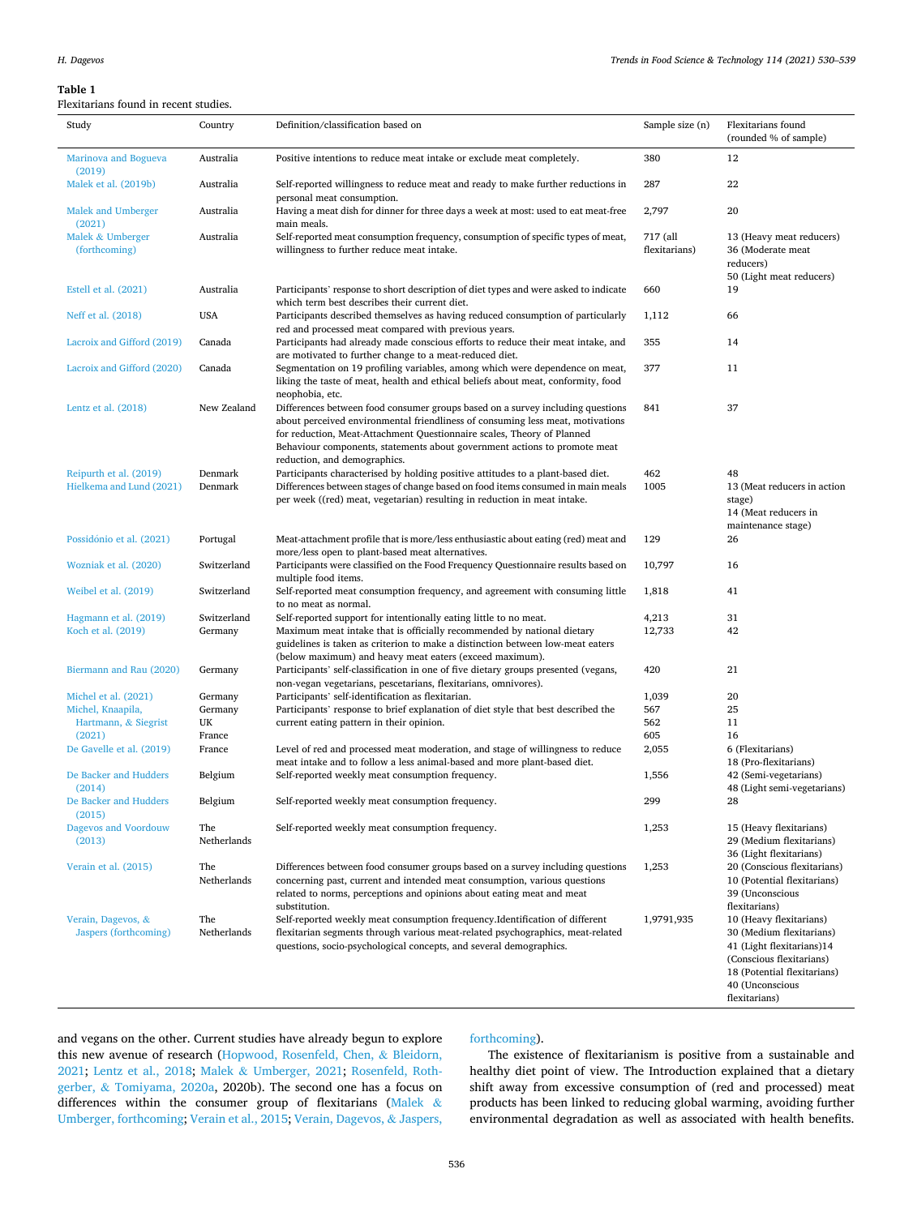**Table 1**
Flexitarians found in recent studies.

| Study | Country | Definition/classification based on | Sample size (n) | Flexitarians found (rounded % of sample) |
|---|---|---|---|---|
| Marinova and Bogueva (2019) | Australia | Positive intentions to reduce meat intake or exclude meat completely. | 380 | 12 |
| Malek et al. (2019b) | Australia | Self-reported willingness to reduce meat and ready to make further reductions in personal meat consumption. | 287 | 22 |
| Malek and Umberger (2021) | Australia | Having a meat dish for dinner for three days a week at most: used to eat meat-free main meals. | 2,797 | 20 |
| Malek & Umberger (forthcoming) | Australia | Self-reported meat consumption frequency, consumption of specific types of meat, willingness to further reduce meat intake. | 717 (all flexitarians) | 13 (Heavy meat reducers) 36 (Moderate meat reducers) 50 (Light meat reducers) |
| Estell et al. (2021) | Australia | Participants' response to short description of diet types and were asked to indicate which term best describes their current diet. | 660 | 19 |
| Neff et al. (2018) | USA | Participants described themselves as having reduced consumption of particularly red and processed meat compared with previous years. | 1,112 | 66 |
| Lacroix and Gifford (2019) | Canada | Participants had already made conscious efforts to reduce their meat intake, and are motivated to further change to a meat-reduced diet. | 355 | 14 |
| Lacroix and Gifford (2020) | Canada | Segmentation on 19 profiling variables, among which were dependence on meat, liking the taste of meat, health and ethical beliefs about meat, conformity, food neophobia, etc. | 377 | 11 |
| Lentz et al. (2018) | New Zealand | Differences between food consumer groups based on a survey including questions about perceived environmental friendliness of consuming less meat, motivations for reduction, Meat-Attachment Questionnaire scales, Theory of Planned Behaviour components, statements about government actions to promote meat reduction, and demographics. | 841 | 37 |
| Reipurth et al. (2019) | Denmark | Participants characterised by holding positive attitudes to a plant-based diet. | 462 | 48 |
| Hielkema and Lund (2021) | Denmark | Differences between stages of change based on food items consumed in main meals per week ((red) meat, vegetarian) resulting in reduction in meat intake. | 1005 | 13 (Meat reducers in action stage) 14 (Meat reducers in maintenance stage) |
| Possidónio et al. (2021) | Portugal | Meat-attachment profile that is more/less enthusiastic about eating (red) meat and more/less open to plant-based meat alternatives. | 129 | 26 |
| Wozniak et al. (2020) | Switzerland | Participants were classified on the Food Frequency Questionnaire results based on multiple food items. | 10,797 | 16 |
| Weibel et al. (2019) | Switzerland | Self-reported meat consumption frequency, and agreement with consuming little to no meat as normal. | 1,818 | 41 |
| Hagmann et al. (2019) | Switzerland | Self-reported support for intentionally eating little to no meat. | 4,213 | 31 |
| Koch et al. (2019) | Germany | Maximum meat intake that is officially recommended by national dietary guidelines is taken as criterion to make a distinction between low-meat eaters (below maximum) and heavy meat eaters (exceed maximum). | 12,733 | 42 |
| Biermann and Rau (2020) | Germany | Participants' self-classification in one of five dietary groups presented (vegans, non-vegan vegetarians, pescetarians, flexitarians, omnivores). | 420 | 21 |
| Michel et al. (2021) | Germany | Participants' self-identification as flexitarian. | 1,039 | 20 |
| Michel, Knaapila, Hartmann, & Siegrist (2021) | Germany UK France | Participants' response to brief explanation of diet style that best described the current eating pattern in their opinion. | 567 562 605 | 25 11 16 |
| De Gavelle et al. (2019) | France | Level of red and processed meat moderation, and stage of willingness to reduce meat intake and to follow a less animal-based and more plant-based diet. | 2,055 | 6 (Flexitarians) 18 (Pro-flexitarians) |
| De Backer and Hudders (2014) | Belgium | Self-reported weekly meat consumption frequency. | 1,556 | 42 (Semi-vegetarians) 48 (Light semi-vegetarians) |
| De Backer and Hudders (2015) | Belgium | Self-reported weekly meat consumption frequency. | 299 | 28 |
| Dagevos and Voordouw (2013) | The Netherlands | Self-reported weekly meat consumption frequency. | 1,253 | 15 (Heavy flexitarians) 29 (Medium flexitarians) 36 (Light flexitarians) |
| Verain et al. (2015) | The Netherlands | Differences between food consumer groups based on a survey including questions concerning past, current and intended meat consumption, various questions related to norms, perceptions and opinions about eating meat and meat substitution. | 1,253 | 20 (Conscious flexitarians) 10 (Potential flexitarians) 39 (Unconscious flexitarians) |
| Verain, Dagevos, & Jaspers (forthcoming) | The Netherlands | Self-reported weekly meat consumption frequency.Identification of different flexitarian segments through various meat-related psychographics, meat-related questions, socio-psychological concepts, and several demographics. | 1,9791,935 | 10 (Heavy flexitarians) 30 (Medium flexitarians) 41 (Light flexitarians)14 (Conscious flexitarians) 18 (Potential flexitarians) 40 (Unconscious flexitarians) |

and vegans on the other. Current studies have already begun to explore this new avenue of research (Hopwood, Rosenfeld, Chen, & Bleidorn, 2021; Lentz et al., 2018; Malek & Umberger, 2021; Rosenfeld, Rothgerber, & Tomiyama, 2020a, 2020b). The second one has a focus on differences within the consumer group of flexitarians (Malek & Umberger, forthcoming; Verain et al., 2015; Verain, Dagevos, & Jaspers, forthcoming).

The existence of flexitarianism is positive from a sustainable and healthy diet point of view. The Introduction explained that a dietary shift away from excessive consumption of (red and processed) meat products has been linked to reducing global warming, avoiding further environmental degradation as well as associated with health benefits.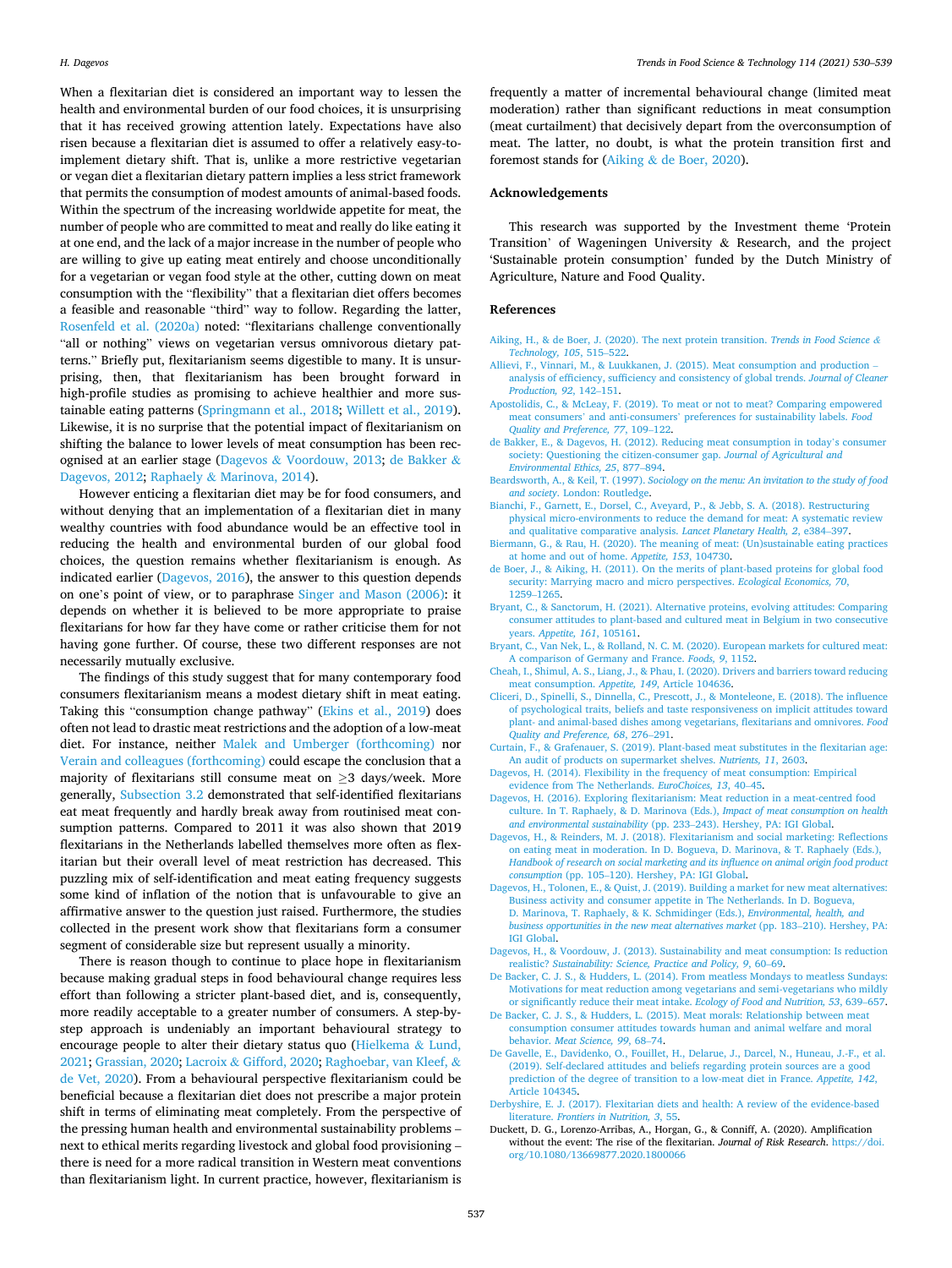When a flexitarian diet is considered an important way to lessen the health and environmental burden of our food choices, it is unsurprising that it has received growing attention lately. Expectations have also risen because a flexitarian diet is assumed to offer a relatively easy-to-implement dietary shift. That is, unlike a more restrictive vegetarian or vegan diet a flexitarian dietary pattern implies a less strict framework that permits the consumption of modest amounts of animal-based foods. Within the spectrum of the increasing worldwide appetite for meat, the number of people who are committed to meat and really do like eating it at one end, and the lack of a major increase in the number of people who are willing to give up eating meat entirely and choose unconditionally for a vegetarian or vegan food style at the other, cutting down on meat consumption with the "flexibility" that a flexitarian diet offers becomes a feasible and reasonable "third" way to follow. Regarding the latter, Rosenfeld et al. (2020a) noted: "flexitarians challenge conventionally "all or nothing" views on vegetarian versus omnivorous dietary patterns." Briefly put, flexitarianism seems digestible to many. It is unsurprising, then, that flexitarianism has been brought forward in high-profile studies as promising to achieve healthier and more sustainable eating patterns (Springmann et al., 2018; Willett et al., 2019). Likewise, it is no surprise that the potential impact of flexitarianism on shifting the balance to lower levels of meat consumption has been recognised at an earlier stage (Dagevos & Voordouw, 2013; de Bakker & Dagevos, 2012; Raphaely & Marinova, 2014).

However enticing a flexitarian diet may be for food consumers, and without denying that an implementation of a flexitarian diet in many wealthy countries with food abundance would be an effective tool in reducing the health and environmental burden of our global food choices, the question remains whether flexitarianism is enough. As indicated earlier (Dagevos, 2016), the answer to this question depends on one's point of view, or to paraphrase Singer and Mason (2006): it depends on whether it is believed to be more appropriate to praise flexitarians for how far they have come or rather criticise them for not having gone further. Of course, these two different responses are not necessarily mutually exclusive.

The findings of this study suggest that for many contemporary food consumers flexitarianism means a modest dietary shift in meat eating. Taking this "consumption change pathway" (Ekins et al., 2019) does often not lead to drastic meat restrictions and the adoption of a low-meat diet. For instance, neither Malek and Umberger (forthcoming) nor Verain and colleagues (forthcoming) could escape the conclusion that a majority of flexitarians still consume meat on ≥3 days/week. More generally, Subsection 3.2 demonstrated that self-identified flexitarians eat meat frequently and hardly break away from routinised meat consumption patterns. Compared to 2011 it was also shown that 2019 flexitarians in the Netherlands labelled themselves more often as flexitarian but their overall level of meat restriction has decreased. This puzzling mix of self-identification and meat eating frequency suggests some kind of inflation of the notion that is unfavourable to give an affirmative answer to the question just raised. Furthermore, the studies collected in the present work show that flexitarians form a consumer segment of considerable size but represent usually a minority.

There is reason though to continue to place hope in flexitarianism because making gradual steps in food behavioural change requires less effort than following a stricter plant-based diet, and is, consequently, more readily acceptable to a greater number of consumers. A step-by-step approach is undeniably an important behavioural strategy to encourage people to alter their dietary status quo (Hielkema & Lund, 2021; Grassian, 2020; Lacroix & Gifford, 2020; Raghoebar, van Kleef, & de Vet, 2020). From a behavioural perspective flexitarianism could be beneficial because a flexitarian diet does not prescribe a major protein shift in terms of eliminating meat completely. From the perspective of the pressing human health and environmental sustainability problems – next to ethical merits regarding livestock and global food provisioning – there is need for a more radical transition in Western meat conventions than flexitarianism light. In current practice, however, flexitarianism is frequently a matter of incremental behavioural change (limited meat moderation) rather than significant reductions in meat consumption (meat curtailment) that decisively depart from the overconsumption of meat. The latter, no doubt, is what the protein transition first and foremost stands for (Aiking & de Boer, 2020).

## Acknowledgements

This research was supported by the Investment theme 'Protein Transition' of Wageningen University & Research, and the project 'Sustainable protein consumption' funded by the Dutch Ministry of Agriculture, Nature and Food Quality.

## References

Aiking, H., & de Boer, J. (2020). The next protein transition. *Trends in Food Science & Technology, 105*, 515–522.

Allievi, F., Vinnari, M., & Luukkanen, J. (2015). Meat consumption and production – analysis of efficiency, sufficiency and consistency of global trends. *Journal of Cleaner Production, 92*, 142–151.

Apostolidis, C., & McLeay, F. (2019). To meat or not to meat? Comparing empowered meat consumers' and anti-consumers' preferences for sustainability labels. *Food Quality and Preference, 77*, 109–122.

de Bakker, E., & Dagevos, H. (2012). Reducing meat consumption in today's consumer society: Questioning the citizen-consumer gap. *Journal of Agricultural and Environmental Ethics, 25*, 877–894.

Beardsworth, A., & Keil, T. (1997). *Sociology on the menu: An invitation to the study of food and society*. London: Routledge.

Bianchi, F., Garnett, E., Dorsel, C., Aveyard, P., & Jebb, S. A. (2018). Restructuring physical micro-environments to reduce the demand for meat: A systematic review and qualitative comparative analysis. *Lancet Planetary Health, 2*, e384–397.

Biermann, G., & Rau, H. (2020). The meaning of meat: (Un)sustainable eating practices at home and out of home. *Appetite, 153*, 104730.

de Boer, J., & Aiking, H. (2011). On the merits of plant-based proteins for global food security: Marrying macro and micro perspectives. *Ecological Economics, 70*, 1259–1265.

Bryant, C., & Sanctorum, H. (2021). Alternative proteins, evolving attitudes: Comparing consumer attitudes to plant-based and cultured meat in Belgium in two consecutive years. *Appetite, 161*, 105161.

Bryant, C., Van Nek, L., & Rolland, N. C. M. (2020). European markets for cultured meat: A comparison of Germany and France. *Foods, 9*, 1152.

Cheah, I., Shimul, A. S., Liang, J., & Phau, I. (2020). Drivers and barriers toward reducing meat consumption. *Appetite, 149*, Article 104636.

Cliceri, D., Spinelli, S., Dinnella, C., Prescott, J., & Monteleone, E. (2018). The influence of psychological traits, beliefs and taste responsiveness on implicit attitudes toward plant- and animal-based dishes among vegetarians, flexitarians and omnivores. *Food Quality and Preference, 68*, 276–291.

Curtain, F., & Grafenauer, S. (2019). Plant-based meat substitutes in the flexitarian age: An audit of products on supermarket shelves. *Nutrients, 11*, 2603.

Dagevos, H. (2014). Flexibility in the frequency of meat consumption: Empirical evidence from The Netherlands. *EuroChoices, 13*, 40–45.

Dagevos, H. (2016). Exploring flexitarianism: Meat reduction in a meat-centred food culture. In T. Raphaely, & D. Marinova (Eds.), *Impact of meat consumption on health and environmental sustainability* (pp. 233–243). Hershey, PA: IGI Global.

Dagevos, H., & Reinders, M. J. (2018). Flexitarianism and social marketing: Reflections on eating meat in moderation. In D. Bogueva, D. Marinova, & T. Raphaely (Eds.), *Handbook of research on social marketing and its influence on animal origin food product consumption* (pp. 105–120). Hershey, PA: IGI Global.

Dagevos, H., Tolonen, E., & Quist, J. (2019). Building a market for new meat alternatives: Business activity and consumer appetite in The Netherlands. In D. Bogueva, D. Marinova, T. Raphaely, & K. Schmidinger (Eds.), *Environmental, health, and business opportunities in the new meat alternatives market* (pp. 183–210). Hershey, PA: IGI Global.

Dagevos, H., & Voordouw, J. (2013). Sustainability and meat consumption: Is reduction realistic? *Sustainability: Science, Practice and Policy, 9*, 60–69.

De Backer, C. J. S., & Hudders, L. (2014). From meatless Mondays to meatless Sundays: Motivations for meat reduction among vegetarians and semi-vegetarians who mildly or significantly reduce their meat intake. *Ecology of Food and Nutrition, 53*, 639–657.

De Backer, C. J. S., & Hudders, L. (2015). Meat morals: Relationship between meat consumption consumer attitudes towards human and animal welfare and moral behavior. *Meat Science, 99*, 68–74.

De Gavelle, E., Davidenko, O., Fouillet, H., Delarue, J., Darcel, N., Huneau, J.-F., et al. (2019). Self-declared attitudes and beliefs regarding protein sources are a good prediction of the degree of transition to a low-meat diet in France. *Appetite, 142*, Article 104345.

Derbyshire, E. J. (2017). Flexitarian diets and health: A review of the evidence-based literature. *Frontiers in Nutrition, 3*, 55.

Duckett, D. G., Lorenzo-Arribas, A., Horgan, G., & Conniff, A. (2020). Amplification without the event: The rise of the flexitarian. *Journal of Risk Research*. https://doi.org/10.1080/13669877.2020.1800066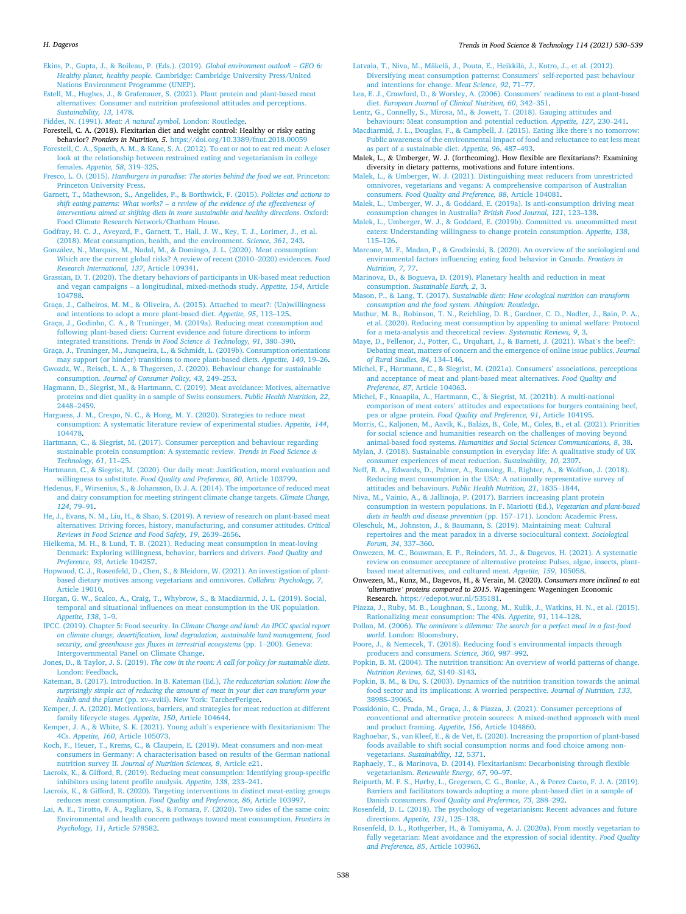Ekins, P., Gupta, J., & Boileau, P. (Eds.). (2019). *Global environment outlook – GEO 6: Healthy planet, healthy people*. Cambridge: Cambridge University Press/United Nations Environment Programme (UNEP).

Estell, M., Hughes, J., & Grafenauer, S. (2021). Plant protein and plant-based meat alternatives: Consumer and nutrition professional attitudes and perceptions. *Sustainability, 13*, 1478.

Fiddes, N. (1991). *Meat: A natural symbol*. London: Routledge.

Forestell, C. A. (2018). Flexitarian diet and weight control: Healthy or risky eating behavior? *Frontiers in Nutrition, 5*. https://doi.org/10.3389/fnut.2018.00059

Forestell, C. A., Spaeth, A. M., & Kane, S. A. (2012). To eat or not to eat red meat: A closer look at the relationship between restrained eating and vegetarianism in college females. *Appetite, 58*, 319–325.

Fresco, L. O. (2015). *Hamburgers in paradise: The stories behind the food we eat*. Princeton: Princeton University Press.

Garnett, T., Mathewson, S., Angelides, P., & Borthwick, F. (2015). *Policies and actions to shift eating patterns: What works? – a review of the evidence of the effectiveness of interventions aimed at shifting diets in more sustainable and healthy directions*. Oxford: Food Climate Research Network/Chatham House.

Godfray, H. C. J., Aveyard, P., Garnett, T., Hall, J. W., Key, T. J., Lorimer, J., et al. (2018). Meat consumption, health, and the environment. *Science, 361*, 243.

González, N., Marquès, M., Nadal, M., & Domingo, J. L. (2020). Meat consumption: Which are the current global risks? A review of recent (2010–2020) evidences. *Food Research International, 137*, Article 109341.

Grassian, D. T. (2020). The dietary behaviors of participants in UK-based meat reduction and vegan campaigns – a longitudinal, mixed-methods study. *Appetite, 154*, Article 104788.

Graça, J., Calheiros, M. M., & Oliveira, A. (2015). Attached to meat?: (Un)willingness and intentions to adopt a more plant-based diet. *Appetite, 95*, 113–125.

Graça, J., Godinho, C. A., & Truninger, M. (2019a). Reducing meat consumption and following plant-based diets: Current evidence and future directions to inform integrated transitions. *Trends in Food Science & Technology, 91*, 380–390.

Graça, J., Truninger, M., Junqueira, L., & Schmidt, L. (2019b). Consumption orientations may support (or hinder) transitions to more plant-based diets. *Appetite, 140*, 19–26.

Gwozdz, W., Reisch, L. A., & Thøgersen, J. (2020). Behaviour change for sustainable consumption. *Journal of Consumer Policy, 43*, 249–253.

Hagmann, D., Siegrist, M., & Hartmann, C. (2019). Meat avoidance: Motives, alternative proteins and diet quality in a sample of Swiss consumers. *Public Health Nutrition, 22*, 2448–2459.

Harguess, J. M., Crespo, N. C., & Hong, M. Y. (2020). Strategies to reduce meat consumption: A systematic literature review of experimental studies. *Appetite, 144*, 104478.

Hartmann, C., & Siegrist, M. (2017). Consumer perception and behaviour regarding sustainable protein consumption: A systematic review. *Trends in Food Science & Technology, 61*, 11–25.

Hartmann, C., & Siegrist, M. (2020). Our daily meat: Justification, moral evaluation and willingness to substitute. *Food Quality and Preference, 80*, Article 103799.

Hedenus, F., Wirsenius, S., & Johansson, D. J. A. (2014). The importance of reduced meat and dairy consumption for meeting stringent climate change targets. *Climate Change, 124*, 79–91.

He, J., Evans, N. M., Liu, H., & Shao, S. (2019). A review of research on plant-based meat alternatives: Driving forces, history, manufacturing, and consumer attitudes. *Critical Reviews in Food Science and Food Safety, 19*, 2639–2656.

Hielkema, M. H., & Lund, T. B. (2021). Reducing meat consumption in meat-loving Denmark: Exploring willingness, behavior, barriers and drivers. *Food Quality and Preference, 93*, Article 104257.

Hopwood, C. J., Rosenfeld, D., Chen, S., & Bleidorn, W. (2021). An investigation of plant-based dietary motives among vegetarians and omnivores. *Collabra: Psychology, 7*, Article 19010.

Horgan, G. W., Scalco, A., Craig, T., Whybrow, S., & Macdiarmid, J. L. (2019). Social, temporal and situational influences on meat consumption in the UK population. *Appetite, 138*, 1–9.

IPCC. (2019). Chapter 5: Food security. In *Climate Change and land: An IPCC special report on climate change, desertification, land degradation, sustainable land management, food security, and greenhouse gas fluxes in terrestrial ecosystems* (pp. 1–200). Geneva: Intergovernmental Panel on Climate Change.

Jones, D., & Taylor, J. S. (2019). *The cow in the room: A call for policy for sustainable diets*. London: Feedback.

Kateman, B. (2017). Introduction. In B. Kateman (Ed.), *The reducetarian solution: How the surprisingly simple act of reducing the amount of meat in your diet can transform your health and the planet* (pp. xv–xviii). New York: TarcherPerigee.

Kemper, J. A. (2020). Motivations, barriers, and strategies for meat reduction at different family lifecycle stages. *Appetite, 150*, Article 104644.

Kemper, J. A., & White, S. K. (2021). Young adult's experience with flexitarianism: The 4Cs. *Appetite, 160*, Article 105073.

Koch, F., Heuer, T., Krems, C., & Claupein, E. (2019). Meat consumers and non-meat consumers in Germany: A characterisation based on results of the German national nutrition survey II. *Journal of Nutrition Sciences, 8*, Article e21.

Lacroix, K., & Gifford, R. (2019). Reducing meat consumption: Identifying group-specific inhibitors using latent profile analysis. *Appetite, 138*, 233–241.

Lacroix, K., & Gifford, R. (2020). Targeting interventions to distinct meat-eating groups reduces meat consumption. *Food Quality and Preference, 86*, Article 103997.

Lai, A. E., Tirotto, F. A., Pagliaro, S., & Fornara, F. (2020). Two sides of the same coin: Environmental and health concern pathways toward meat consumption. *Frontiers in Psychology, 11*, Article 578582.

Latvala, T., Niva, M., Mäkelä, J., Pouta, E., Heikkilä, J., Kotro, J., et al. (2012). Diversifying meat consumption patterns: Consumers' self-reported past behaviour and intentions for change. *Meat Science, 92*, 71–77.

Lea, E. J., Crawford, D., & Worsley, A. (2006). Consumers' readiness to eat a plant-based diet. *European Journal of Clinical Nutrition, 60*, 342–351.

Lentz, G., Connelly, S., Mirosa, M., & Jowett, T. (2018). Gauging attitudes and behaviours: Meat consumption and potential reduction. *Appetite, 127*, 230–241.

Macdiarmid, J. L., Douglas, F., & Campbell, J. (2015). Eating like there's no tomorrow: Public awareness of the environmental impact of food and reluctance to eat less meat as part of a sustainable diet. *Appetite, 96*, 487–493.

Malek, L., & Umberger, W. J. (forthcoming). How flexible are flexitarians?: Examining diversity in dietary patterns, motivations and future intentions.

Malek, L., & Umberger, W. J. (2021). Distinguishing meat reducers from unrestricted omnivores, vegetarians and vegans: A comprehensive comparison of Australian consumers. *Food Quality and Preference, 88*, Article 104081.

Malek, L., Umberger, W. J., & Goddard, E. (2019a). Is anti-consumption driving meat consumption changes in Australia? *British Food Journal, 121*, 123–138.

Malek, L., Umberger, W. J., & Goddard, E. (2019b). Committed vs. uncommitted meat eaters: Understanding willingness to change protein consumption. *Appetite, 138*, 115–126.

Marcone, M. F., Madan, P., & Grodzinski, B. (2020). An overview of the sociological and environmental factors influencing eating food behavior in Canada. *Frontiers in Nutrition, 7*, 77.

Marinova, D., & Bogueva, D. (2019). Planetary health and reduction in meat consumption. *Sustainable Earth, 2*, 3.

Mason, P., & Lang, T. (2017). *Sustainable diets: How ecological nutrition can transform consumption and the food system. Abingdon: Routledge*.

Mathur, M. B., Robinson, T. N., Reichling, D. B., Gardner, C. D., Nadler, J., Bain, P. A., et al. (2020). Reducing meat consumption by appealing to animal welfare: Protocol for a meta-analysis and theoretical review. *Systematic Reviews, 9*, 3.

Maye, D., Fellenor, J., Potter, C., Urquhart, J., & Barnett, J. (2021). What's the beef?: Debating meat, matters of concern and the emergence of online issue publics. *Journal of Rural Studies, 84*, 134–146.

Michel, F., Hartmann, C., & Siegrist, M. (2021a). Consumers' associations, perceptions and acceptance of meat and plant-based meat alternatives. *Food Quality and Preference, 87*, Article 104063.

Michel, F., Knaapila, A., Hartmann, C., & Siegrist, M. (2021b). A multi-national comparison of meat eaters' attitudes and expectations for burgers containing beef, pea or algae protein. *Food Quality and Preference, 91*, Article 104195.

Morris, C., Kaljonen, M., Aavik, K., Balázs, B., Cole, M., Coles, B., et al. (2021). Priorities for social science and humanities research on the challenges of moving beyond animal-based food systems. *Humanities and Social Sciences Communications, 8*, 38.

Mylan, J. (2018). Sustainable consumption in everyday life: A qualitative study of UK consumer experiences of meat reduction. *Sustainability, 10*, 2307.

Neff, R. A., Edwards, D., Palmer, A., Ramsing, R., Righter, A., & Wolfson, J. (2018). Reducing meat consumption in the USA: A nationally representative survey of attitudes and behaviours. *Public Health Nutrition, 21*, 1835–1844.

Niva, M., Vainio, A., & Jallinoja, P. (2017). Barriers increasing plant protein consumption in western populations. In F. Mariotti (Ed.), *Vegetarian and plant-based diets in health and disease prevention* (pp. 157–171). London: Academic Press.

Oleschuk, M., Johnston, J., & Baumann, S. (2019). Maintaining meat: Cultural repertoires and the meat paradox in a diverse sociocultural context. *Sociological Forum, 34*, 337–360.

Onwezen, M. C., Bouwman, E. P., Reinders, M. J., & Dagevos, H. (2021). A systematic review on consumer acceptance of alternative proteins: Pulses, algae, insects, plant-based meat alternatives, and cultured meat. *Appetite, 159*, 105058.

Onwezen, M., Kunz, M., Dagevos, H., & Verain, M. (2020). *Consumers more inclined to eat 'alternative' proteins compared to 2015*. Wageningen: Wageningen Economic Research. https://edepot.wur.nl/535181.

Piazza, J., Ruby, M. B., Loughnan, S., Luong, M., Kulik, J., Watkins, H. N., et al. (2015). Rationalizing meat consumption: The 4Ns. *Appetite, 91*, 114–128.

Pollan, M. (2006). *The omnivore's dilemma: The search for a perfect meal in a fast-food world*. London: Bloomsbury.

Poore, J., & Nemecek, T. (2018). Reducing food's environmental impacts through producers and consumers. *Science, 360*, 987–992.

Popkin, B. M. (2004). The nutrition transition: An overview of world patterns of change. *Nutrition Reviews, 62*, S140–S143.

Popkin, B. M., & Du, S. (2003). Dynamics of the nutrition transition towards the animal food sector and its implications: A worried perspective. *Journal of Nutrition, 133*, 3898S–3906S.

Possidónio, C., Prada, M., Graça, J., & Piazza, J. (2021). Consumer perceptions of conventional and alternative protein sources: A mixed-method approach with meal and product framing. *Appetite, 156*, Article 104860.

Raghoebar, S., van Kleef, E., & de Vet, E. (2020). Increasing the proportion of plant-based foods available to shift social consumption norms and food choice among non-vegetarians. *Sustainability, 12*, 5371.

Raphaely, T., & Marinova, D. (2014). Flexitarianism: Decarbonising through flexible vegetarianism. *Renewable Energy, 67*, 90–97.

Reipurth, M. F. S., Hørby, L., Gregersen, C. G., Bonke, A., & Perez Cueto, F. J. A. (2019). Barriers and facilitators towards adopting a more plant-based diet in a sample of Danish consumers. *Food Quality and Preference, 73*, 288–292.

Rosenfeld, D. L. (2018). The psychology of vegetarianism: Recent advances and future directions. *Appetite, 131*, 125–138.

Rosenfeld, D. L., Rothgerber, H., & Tomiyama, A. J. (2020a). From mostly vegetarian to fully vegetarian: Meat avoidance and the expression of social identity. *Food Quality and Preference, 85*, Article 103963.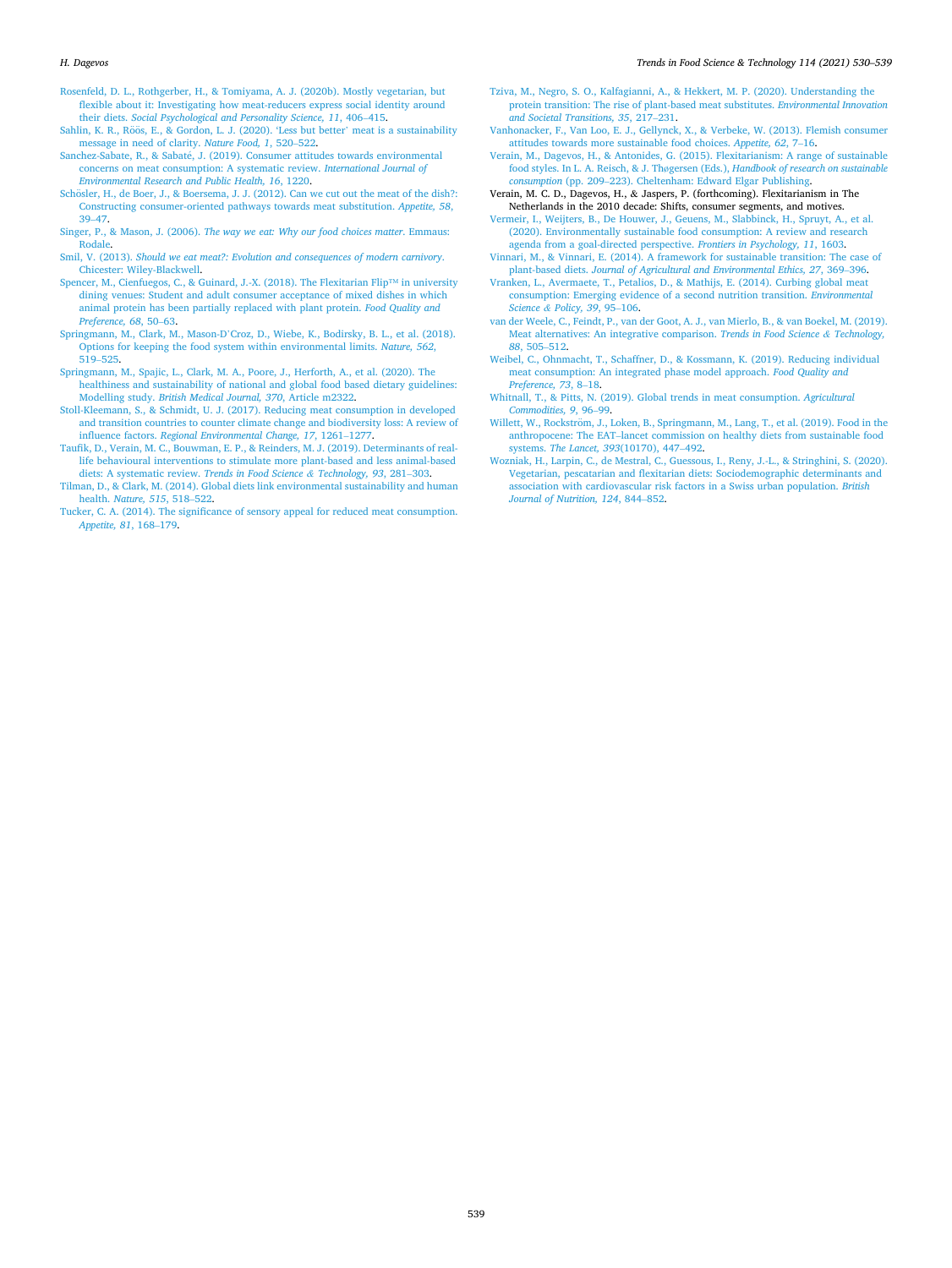Rosenfeld, D. L., Rothgerber, H., & Tomiyama, A. J. (2020b). Mostly vegetarian, but flexible about it: Investigating how meat-reducers express social identity around their diets. *Social Psychological and Personality Science, 11*, 406–415.

Sahlin, K. R., Röös, E., & Gordon, L. J. (2020). 'Less but better' meat is a sustainability message in need of clarity. *Nature Food, 1*, 520–522.

Sanchez-Sabate, R., & Sabaté, J. (2019). Consumer attitudes towards environmental concerns on meat consumption: A systematic review. *International Journal of Environmental Research and Public Health, 16*, 1220.

Schösler, H., de Boer, J., & Boersema, J. J. (2012). Can we cut out the meat of the dish?: Constructing consumer-oriented pathways towards meat substitution. *Appetite, 58*, 39–47.

Singer, P., & Mason, J. (2006). *The way we eat: Why our food choices matter*. Emmaus: Rodale.

Smil, V. (2013). *Should we eat meat?: Evolution and consequences of modern carnivory*. Chicester: Wiley-Blackwell.

Spencer, M., Cienfuegos, C., & Guinard, J.-X. (2018). The Flexitarian Flip™ in university dining venues: Student and adult consumer acceptance of mixed dishes in which animal protein has been partially replaced with plant protein. *Food Quality and Preference, 68*, 50–63.

Springmann, M., Clark, M., Mason-D'Croz, D., Wiebe, K., Bodirsky, B. L., et al. (2018). Options for keeping the food system within environmental limits. *Nature, 562*, 519–525.

Springmann, M., Spajic, L., Clark, M. A., Poore, J., Herforth, A., et al. (2020). The healthiness and sustainability of national and global food based dietary guidelines: Modelling study. *British Medical Journal, 370*, Article m2322.

Stoll-Kleemann, S., & Schmidt, U. J. (2017). Reducing meat consumption in developed and transition countries to counter climate change and biodiversity loss: A review of influence factors. *Regional Environmental Change, 17*, 1261–1277.

Taufik, D., Verain, M. C., Bouwman, E. P., & Reinders, M. J. (2019). Determinants of real-life behavioural interventions to stimulate more plant-based and less animal-based diets: A systematic review. *Trends in Food Science & Technology, 93*, 281–303.

Tilman, D., & Clark, M. (2014). Global diets link environmental sustainability and human health. *Nature, 515*, 518–522.

Tucker, C. A. (2014). The significance of sensory appeal for reduced meat consumption. *Appetite, 81*, 168–179.

Tziva, M., Negro, S. O., Kalfagianni, A., & Hekkert, M. P. (2020). Understanding the protein transition: The rise of plant-based meat substitutes. *Environmental Innovation and Societal Transitions, 35*, 217–231.

Vanhonacker, F., Van Loo, E. J., Gellynck, X., & Verbeke, W. (2013). Flemish consumer attitudes towards more sustainable food choices. *Appetite, 62*, 7–16.

Verain, M., Dagevos, H., & Antonides, G. (2015). Flexitarianism: A range of sustainable food styles. In L. A. Reisch, & J. Thøgersen (Eds.), *Handbook of research on sustainable consumption* (pp. 209–223). Cheltenham: Edward Elgar Publishing.

Verain, M. C. D., Dagevos, H., & Jaspers, P. (forthcoming). Flexitarianism in The Netherlands in the 2010 decade: Shifts, consumer segments, and motives.

Vermeir, I., Weijters, B., De Houwer, J., Geuens, M., Slabbinck, H., Spruyt, A., et al. (2020). Environmentally sustainable food consumption: A review and research agenda from a goal-directed perspective. *Frontiers in Psychology, 11*, 1603.

Vinnari, M., & Vinnari, E. (2014). A framework for sustainable transition: The case of plant-based diets. *Journal of Agricultural and Environmental Ethics, 27*, 369–396.

Vranken, L., Avermaete, T., Petalios, D., & Mathijs, E. (2014). Curbing global meat consumption: Emerging evidence of a second nutrition transition. *Environmental Science & Policy, 39*, 95–106.

van der Weele, C., Feindt, P., van der Goot, A. J., van Mierlo, B., & van Boekel, M. (2019). Meat alternatives: An integrative comparison. *Trends in Food Science & Technology, 88*, 505–512.

Weibel, C., Ohnmacht, T., Schaffner, D., & Kossmann, K. (2019). Reducing individual meat consumption: An integrated phase model approach. *Food Quality and Preference, 73*, 8–18.

Whitnall, T., & Pitts, N. (2019). Global trends in meat consumption. *Agricultural Commodities, 9*, 96–99.

Willett, W., Rockström, J., Loken, B., Springmann, M., Lang, T., et al. (2019). Food in the anthropocene: The EAT–lancet commission on healthy diets from sustainable food systems. *The Lancet, 393*(10170), 447–492.

Wozniak, H., Larpin, C., de Mestral, C., Guessous, I., Reny, J.-L., & Stringhini, S. (2020). Vegetarian, pescatarian and flexitarian diets: Sociodemographic determinants and association with cardiovascular risk factors in a Swiss urban population. *British Journal of Nutrition, 124*, 844–852.